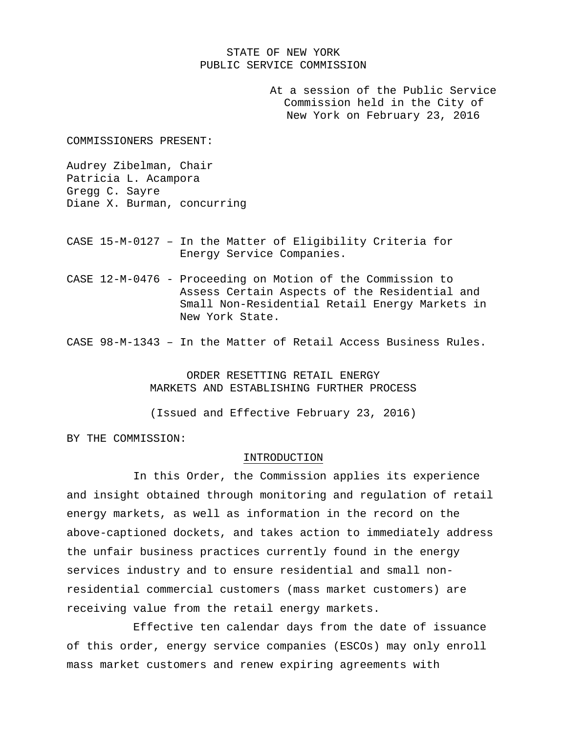STATE OF NEW YORK
PUBLIC SERVICE COMMISSION

At a session of the Public Service Commission held in the City of New York on February 23, 2016

COMMISSIONERS PRESENT:

Audrey Zibelman, Chair
Patricia L. Acampora
Gregg C. Sayre
Diane X. Burman, concurring

CASE 15-M-0127 – In the Matter of Eligibility Criteria for Energy Service Companies.

CASE 12-M-0476 - Proceeding on Motion of the Commission to Assess Certain Aspects of the Residential and Small Non-Residential Retail Energy Markets in New York State.

CASE 98-M-1343 – In the Matter of Retail Access Business Rules.

# ORDER RESETTING RETAIL ENERGY MARKETS AND ESTABLISHING FURTHER PROCESS

(Issued and Effective February 23, 2016)

BY THE COMMISSION:

## INTRODUCTION

In this Order, the Commission applies its experience and insight obtained through monitoring and regulation of retail energy markets, as well as information in the record on the above-captioned dockets, and takes action to immediately address the unfair business practices currently found in the energy services industry and to ensure residential and small non-residential commercial customers (mass market customers) are receiving value from the retail energy markets.

Effective ten calendar days from the date of issuance of this order, energy service companies (ESCOs) may only enroll mass market customers and renew expiring agreements with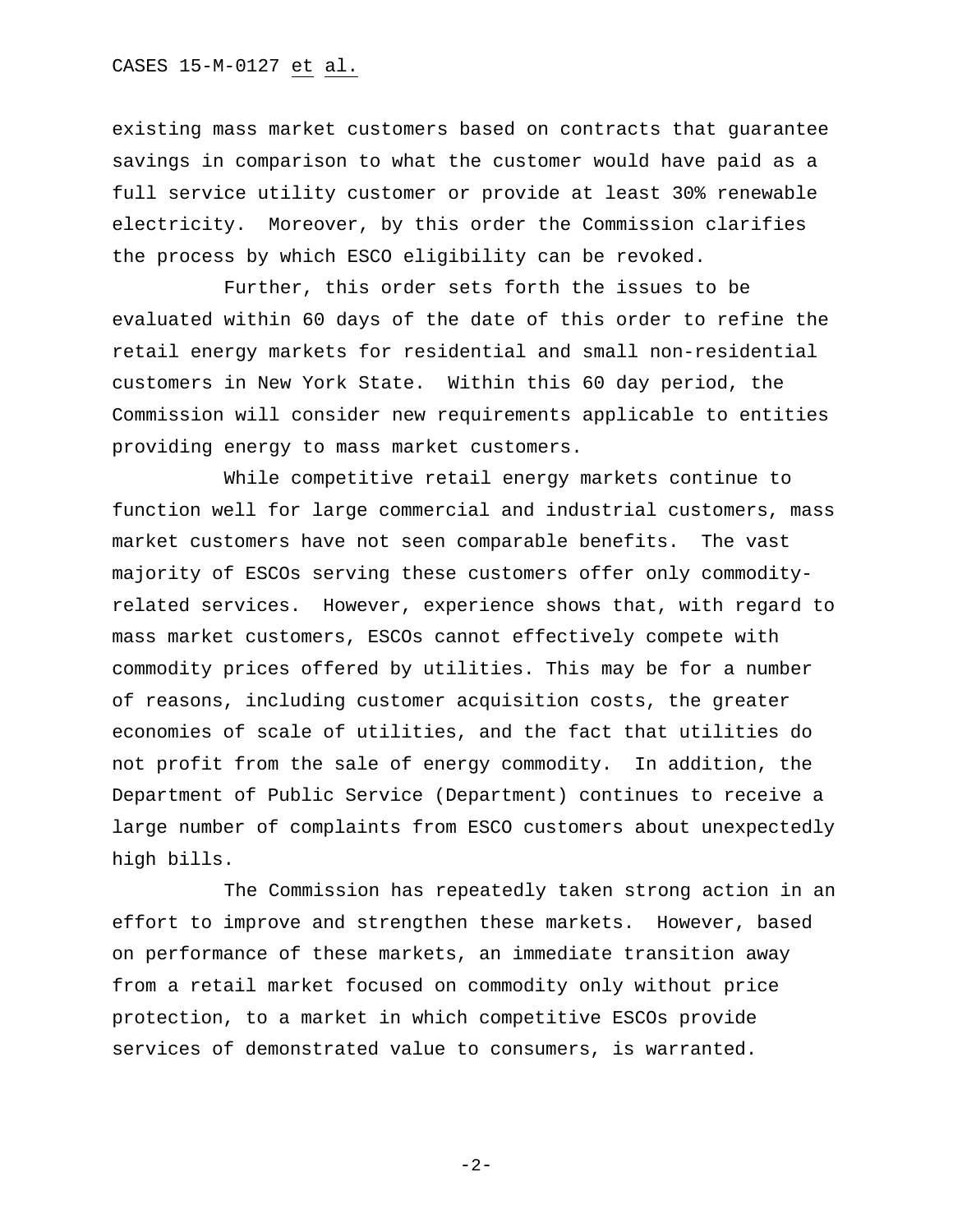existing mass market customers based on contracts that guarantee savings in comparison to what the customer would have paid as a full service utility customer or provide at least 30% renewable electricity. Moreover, by this order the Commission clarifies the process by which ESCO eligibility can be revoked.

Further, this order sets forth the issues to be evaluated within 60 days of the date of this order to refine the retail energy markets for residential and small non-residential customers in New York State. Within this 60 day period, the Commission will consider new requirements applicable to entities providing energy to mass market customers.

While competitive retail energy markets continue to function well for large commercial and industrial customers, mass market customers have not seen comparable benefits. The vast majority of ESCOs serving these customers offer only commodity-related services. However, experience shows that, with regard to mass market customers, ESCOs cannot effectively compete with commodity prices offered by utilities. This may be for a number of reasons, including customer acquisition costs, the greater economies of scale of utilities, and the fact that utilities do not profit from the sale of energy commodity. In addition, the Department of Public Service (Department) continues to receive a large number of complaints from ESCO customers about unexpectedly high bills.

The Commission has repeatedly taken strong action in an effort to improve and strengthen these markets. However, based on performance of these markets, an immediate transition away from a retail market focused on commodity only without price protection, to a market in which competitive ESCOs provide services of demonstrated value to consumers, is warranted.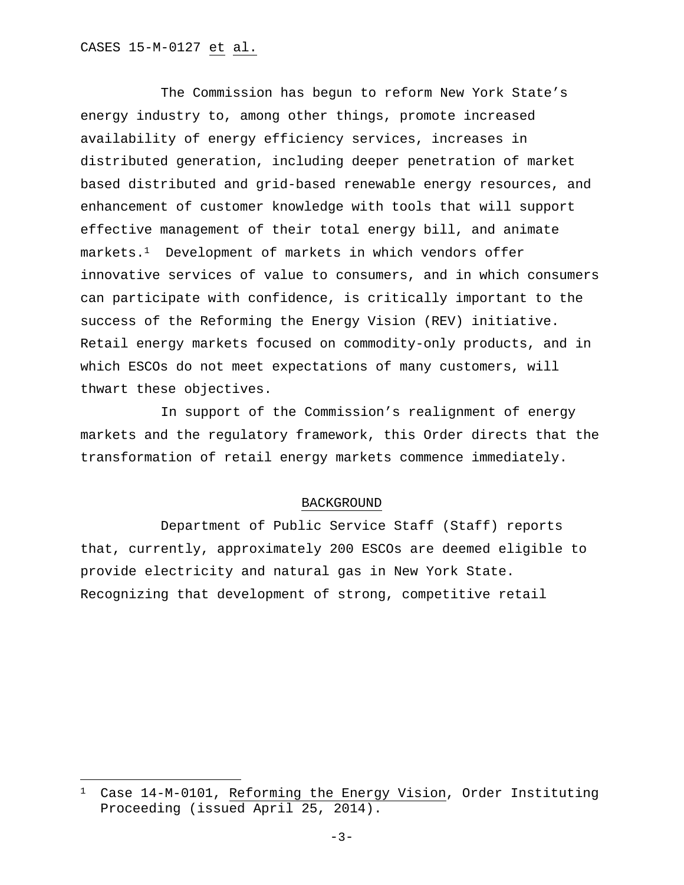The Commission has begun to reform New York State's energy industry to, among other things, promote increased availability of energy efficiency services, increases in distributed generation, including deeper penetration of market based distributed and grid-based renewable energy resources, and enhancement of customer knowledge with tools that will support effective management of their total energy bill, and animate markets.[1] Development of markets in which vendors offer innovative services of value to consumers, and in which consumers can participate with confidence, is critically important to the success of the Reforming the Energy Vision (REV) initiative. Retail energy markets focused on commodity-only products, and in which ESCOs do not meet expectations of many customers, will thwart these objectives.

In support of the Commission's realignment of energy markets and the regulatory framework, this Order directs that the transformation of retail energy markets commence immediately.

## BACKGROUND

Department of Public Service Staff (Staff) reports that, currently, approximately 200 ESCOs are deemed eligible to provide electricity and natural gas in New York State. Recognizing that development of strong, competitive retail

---

[1] Case 14-M-0101, Reforming the Energy Vision, Order Instituting Proceeding (issued April 25, 2014).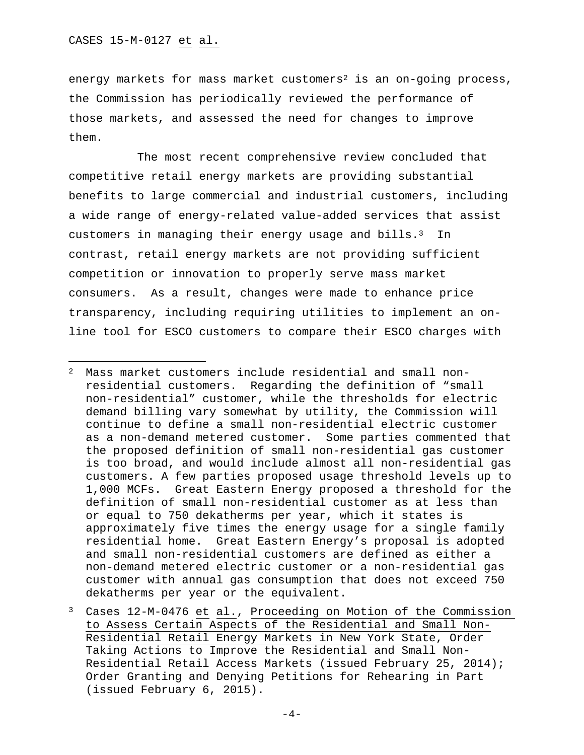energy markets for mass market customers[2] is an on-going process, the Commission has periodically reviewed the performance of those markets, and assessed the need for changes to improve them.

The most recent comprehensive review concluded that competitive retail energy markets are providing substantial benefits to large commercial and industrial customers, including a wide range of energy-related value-added services that assist customers in managing their energy usage and bills.[3] In contrast, retail energy markets are not providing sufficient competition or innovation to properly serve mass market consumers. As a result, changes were made to enhance price transparency, including requiring utilities to implement an on-line tool for ESCO customers to compare their ESCO charges with

---

[2] Mass market customers include residential and small non-residential customers. Regarding the definition of "small non-residential" customer, while the thresholds for electric demand billing vary somewhat by utility, the Commission will continue to define a small non-residential electric customer as a non-demand metered customer. Some parties commented that the proposed definition of small non-residential gas customer is too broad, and would include almost all non-residential gas customers. A few parties proposed usage threshold levels up to 1,000 MCFs. Great Eastern Energy proposed a threshold for the definition of small non-residential customer as at less than or equal to 750 dekatherms per year, which it states is approximately five times the energy usage for a single family residential home. Great Eastern Energy's proposal is adopted and small non-residential customers are defined as either a non-demand metered electric customer or a non-residential gas customer with annual gas consumption that does not exceed 750 dekatherms per year or the equivalent.

[3] Cases 12-M-0476 et al., Proceeding on Motion of the Commission to Assess Certain Aspects of the Residential and Small Non-Residential Retail Energy Markets in New York State, Order Taking Actions to Improve the Residential and Small Non-Residential Retail Access Markets (issued February 25, 2014); Order Granting and Denying Petitions for Rehearing in Part (issued February 6, 2015).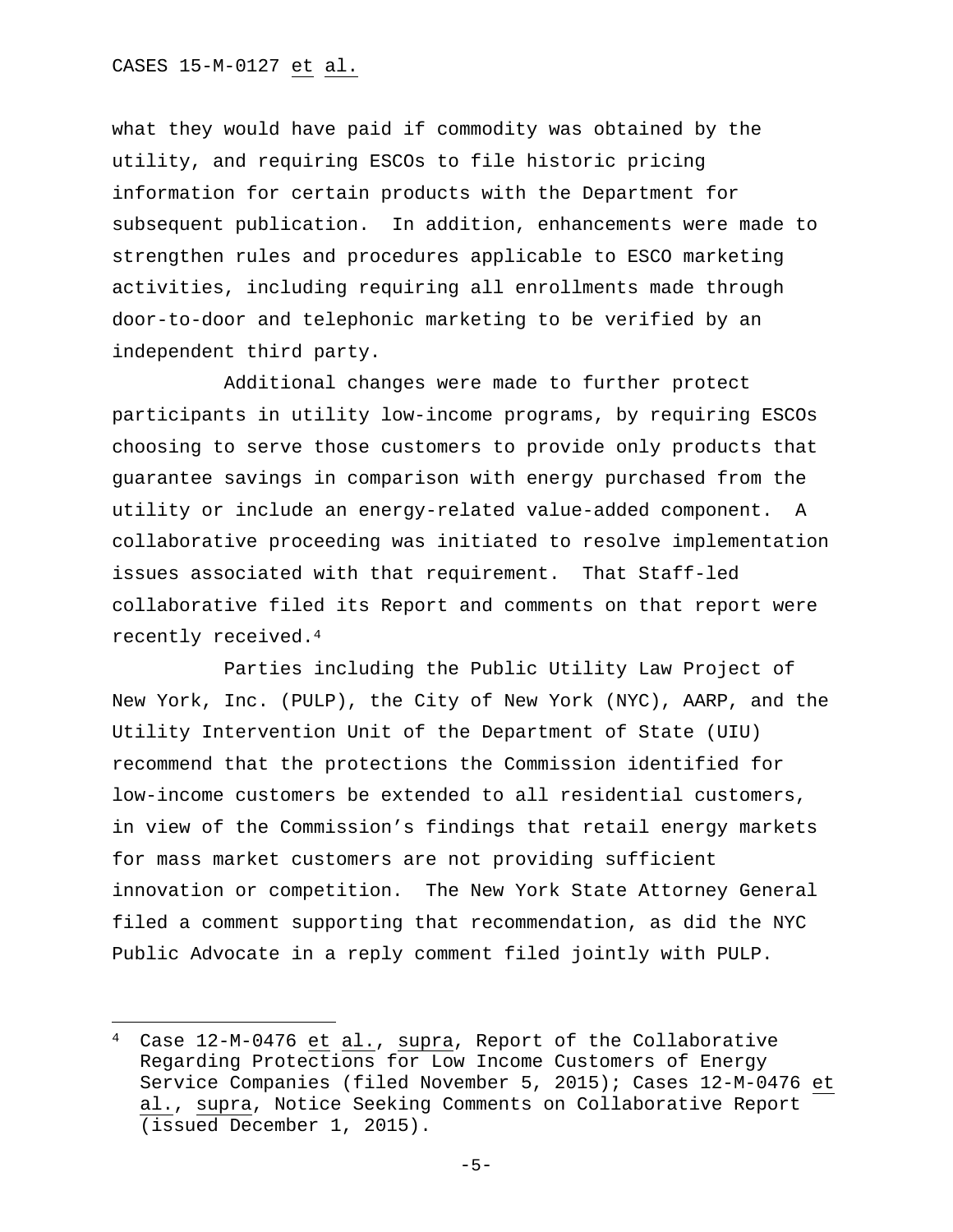what they would have paid if commodity was obtained by the utility, and requiring ESCOs to file historic pricing information for certain products with the Department for subsequent publication. In addition, enhancements were made to strengthen rules and procedures applicable to ESCO marketing activities, including requiring all enrollments made through door-to-door and telephonic marketing to be verified by an independent third party.

Additional changes were made to further protect participants in utility low-income programs, by requiring ESCOs choosing to serve those customers to provide only products that guarantee savings in comparison with energy purchased from the utility or include an energy-related value-added component. A collaborative proceeding was initiated to resolve implementation issues associated with that requirement. That Staff-led collaborative filed its Report and comments on that report were recently received.[4]

Parties including the Public Utility Law Project of New York, Inc. (PULP), the City of New York (NYC), AARP, and the Utility Intervention Unit of the Department of State (UIU) recommend that the protections the Commission identified for low-income customers be extended to all residential customers, in view of the Commission's findings that retail energy markets for mass market customers are not providing sufficient innovation or competition. The New York State Attorney General filed a comment supporting that recommendation, as did the NYC Public Advocate in a reply comment filed jointly with PULP.

---

[4] Case 12-M-0476 et al., supra, Report of the Collaborative Regarding Protections for Low Income Customers of Energy Service Companies (filed November 5, 2015); Cases 12-M-0476 et al., supra, Notice Seeking Comments on Collaborative Report (issued December 1, 2015).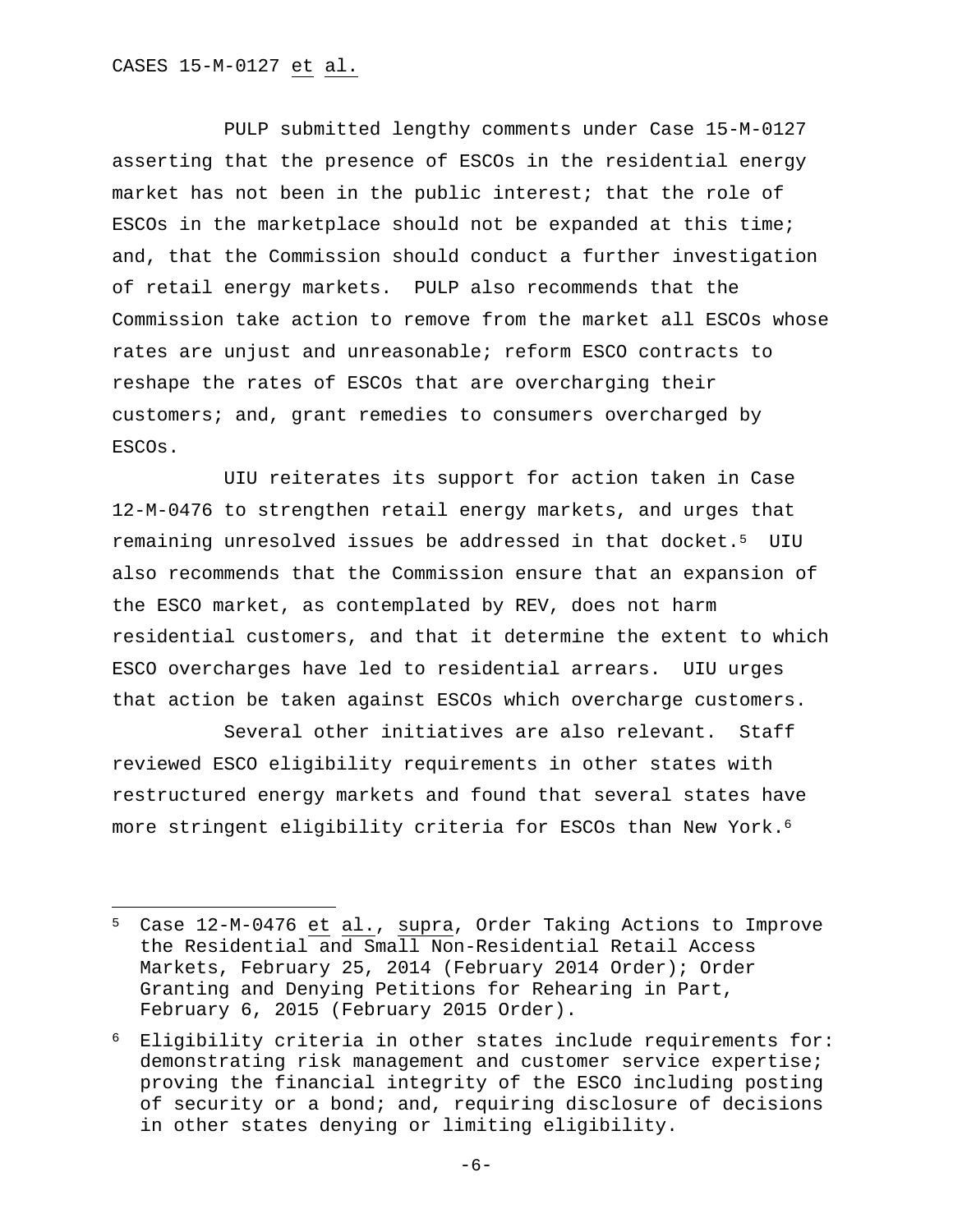PULP submitted lengthy comments under Case 15-M-0127 asserting that the presence of ESCOs in the residential energy market has not been in the public interest; that the role of ESCOs in the marketplace should not be expanded at this time; and, that the Commission should conduct a further investigation of retail energy markets. PULP also recommends that the Commission take action to remove from the market all ESCOs whose rates are unjust and unreasonable; reform ESCO contracts to reshape the rates of ESCOs that are overcharging their customers; and, grant remedies to consumers overcharged by ESCOs.

UIU reiterates its support for action taken in Case 12-M-0476 to strengthen retail energy markets, and urges that remaining unresolved issues be addressed in that docket.[5] UIU also recommends that the Commission ensure that an expansion of the ESCO market, as contemplated by REV, does not harm residential customers, and that it determine the extent to which ESCO overcharges have led to residential arrears. UIU urges that action be taken against ESCOs which overcharge customers.

Several other initiatives are also relevant. Staff reviewed ESCO eligibility requirements in other states with restructured energy markets and found that several states have more stringent eligibility criteria for ESCOs than New York.[6]

---

[5] Case 12-M-0476 et al., supra, Order Taking Actions to Improve the Residential and Small Non-Residential Retail Access Markets, February 25, 2014 (February 2014 Order); Order Granting and Denying Petitions for Rehearing in Part, February 6, 2015 (February 2015 Order).

[6] Eligibility criteria in other states include requirements for: demonstrating risk management and customer service expertise; proving the financial integrity of the ESCO including posting of security or a bond; and, requiring disclosure of decisions in other states denying or limiting eligibility.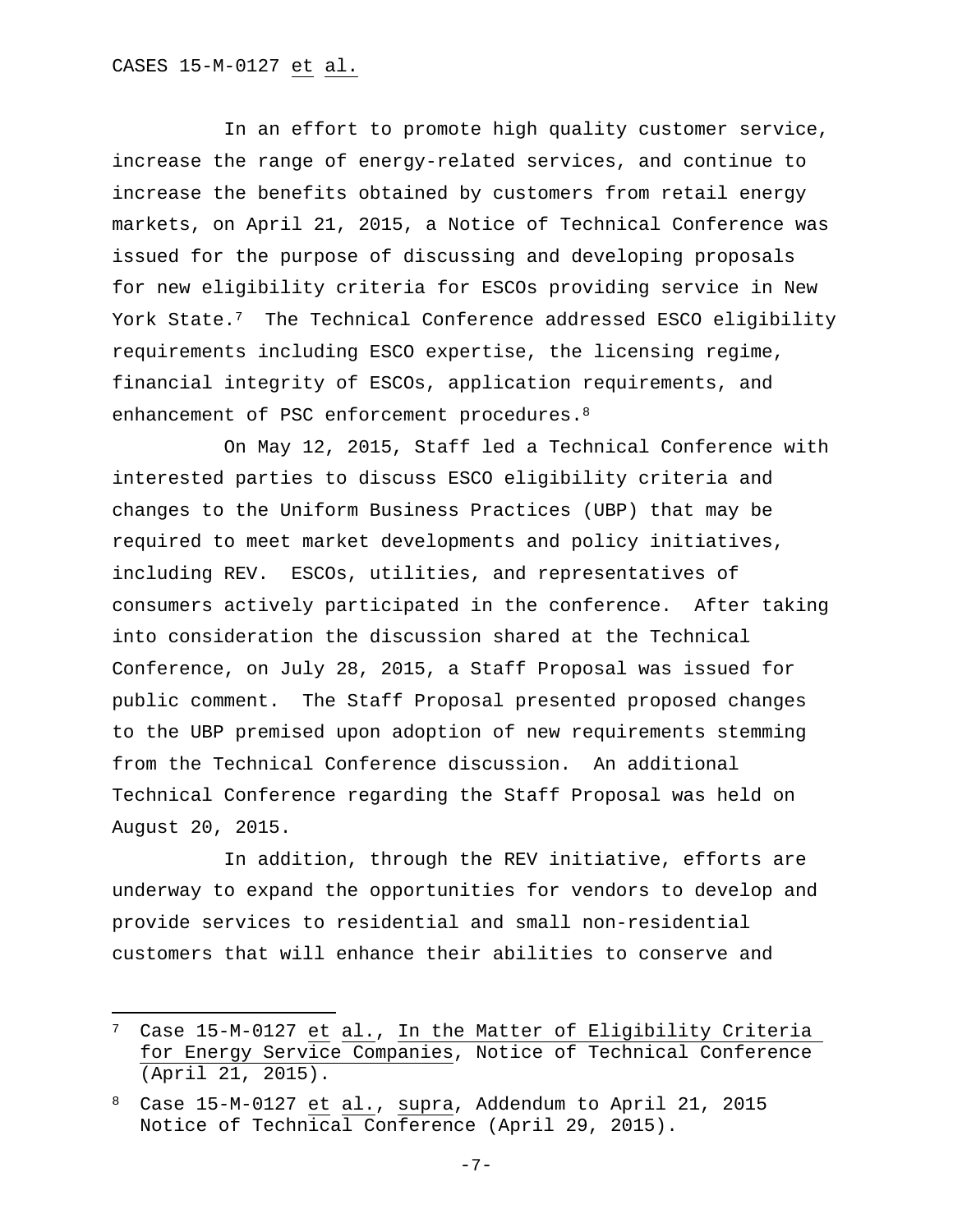In an effort to promote high quality customer service, increase the range of energy-related services, and continue to increase the benefits obtained by customers from retail energy markets, on April 21, 2015, a Notice of Technical Conference was issued for the purpose of discussing and developing proposals for new eligibility criteria for ESCOs providing service in New York State.[7] The Technical Conference addressed ESCO eligibility requirements including ESCO expertise, the licensing regime, financial integrity of ESCOs, application requirements, and enhancement of PSC enforcement procedures.[8]

On May 12, 2015, Staff led a Technical Conference with interested parties to discuss ESCO eligibility criteria and changes to the Uniform Business Practices (UBP) that may be required to meet market developments and policy initiatives, including REV. ESCOs, utilities, and representatives of consumers actively participated in the conference. After taking into consideration the discussion shared at the Technical Conference, on July 28, 2015, a Staff Proposal was issued for public comment. The Staff Proposal presented proposed changes to the UBP premised upon adoption of new requirements stemming from the Technical Conference discussion. An additional Technical Conference regarding the Staff Proposal was held on August 20, 2015.

In addition, through the REV initiative, efforts are underway to expand the opportunities for vendors to develop and provide services to residential and small non-residential customers that will enhance their abilities to conserve and

---

[7] Case 15-M-0127 et al., In the Matter of Eligibility Criteria for Energy Service Companies, Notice of Technical Conference (April 21, 2015).

[8] Case 15-M-0127 et al., supra, Addendum to April 21, 2015 Notice of Technical Conference (April 29, 2015).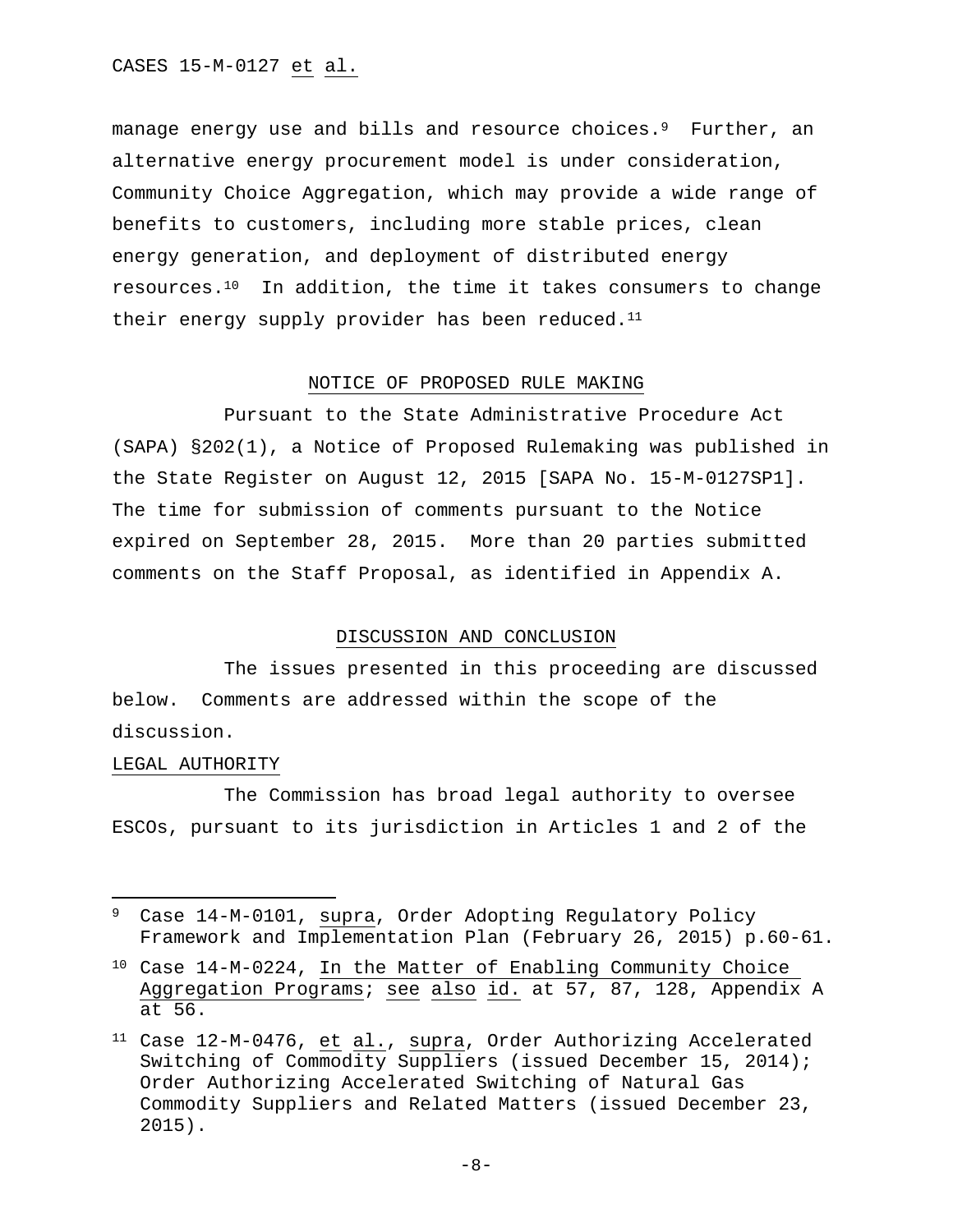manage energy use and bills and resource choices.[9] Further, an alternative energy procurement model is under consideration, Community Choice Aggregation, which may provide a wide range of benefits to customers, including more stable prices, clean energy generation, and deployment of distributed energy resources.[10] In addition, the time it takes consumers to change their energy supply provider has been reduced.[11]

## NOTICE OF PROPOSED RULE MAKING

Pursuant to the State Administrative Procedure Act (SAPA) §202(1), a Notice of Proposed Rulemaking was published in the State Register on August 12, 2015 [SAPA No. 15-M-0127SP1]. The time for submission of comments pursuant to the Notice expired on September 28, 2015. More than 20 parties submitted comments on the Staff Proposal, as identified in Appendix A.

## DISCUSSION AND CONCLUSION

The issues presented in this proceeding are discussed below. Comments are addressed within the scope of the discussion.

### LEGAL AUTHORITY

The Commission has broad legal authority to oversee ESCOs, pursuant to its jurisdiction in Articles 1 and 2 of the

---

[9] Case 14-M-0101, supra, Order Adopting Regulatory Policy Framework and Implementation Plan (February 26, 2015) p.60-61.

[10] Case 14-M-0224, In the Matter of Enabling Community Choice Aggregation Programs; see also id. at 57, 87, 128, Appendix A at 56.

[11] Case 12-M-0476, et al., supra, Order Authorizing Accelerated Switching of Commodity Suppliers (issued December 15, 2014); Order Authorizing Accelerated Switching of Natural Gas Commodity Suppliers and Related Matters (issued December 23, 2015).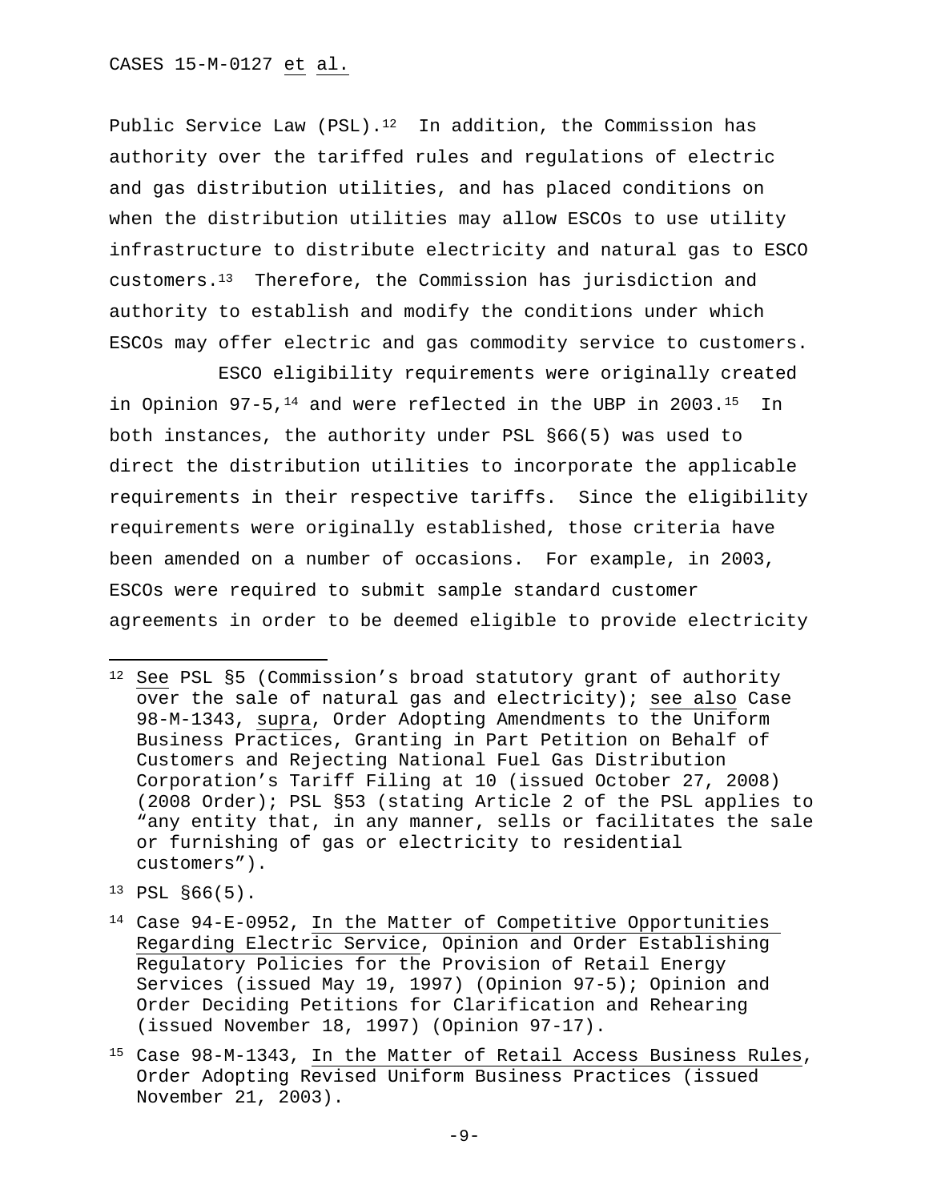Public Service Law (PSL).[12] In addition, the Commission has authority over the tariffed rules and regulations of electric and gas distribution utilities, and has placed conditions on when the distribution utilities may allow ESCOs to use utility infrastructure to distribute electricity and natural gas to ESCO customers.[13] Therefore, the Commission has jurisdiction and authority to establish and modify the conditions under which ESCOs may offer electric and gas commodity service to customers.

ESCO eligibility requirements were originally created in Opinion 97-5,[14] and were reflected in the UBP in 2003.[15] In both instances, the authority under PSL §66(5) was used to direct the distribution utilities to incorporate the applicable requirements in their respective tariffs. Since the eligibility requirements were originally established, those criteria have been amended on a number of occasions. For example, in 2003, ESCOs were required to submit sample standard customer agreements in order to be deemed eligible to provide electricity

---

[12] See PSL §5 (Commission's broad statutory grant of authority over the sale of natural gas and electricity); see also Case 98-M-1343, supra, Order Adopting Amendments to the Uniform Business Practices, Granting in Part Petition on Behalf of Customers and Rejecting National Fuel Gas Distribution Corporation's Tariff Filing at 10 (issued October 27, 2008) (2008 Order); PSL §53 (stating Article 2 of the PSL applies to "any entity that, in any manner, sells or facilitates the sale or furnishing of gas or electricity to residential customers").

[13] PSL §66(5).

[14] Case 94-E-0952, In the Matter of Competitive Opportunities Regarding Electric Service, Opinion and Order Establishing Regulatory Policies for the Provision of Retail Energy Services (issued May 19, 1997) (Opinion 97-5); Opinion and Order Deciding Petitions for Clarification and Rehearing (issued November 18, 1997) (Opinion 97-17).

[15] Case 98-M-1343, In the Matter of Retail Access Business Rules, Order Adopting Revised Uniform Business Practices (issued November 21, 2003).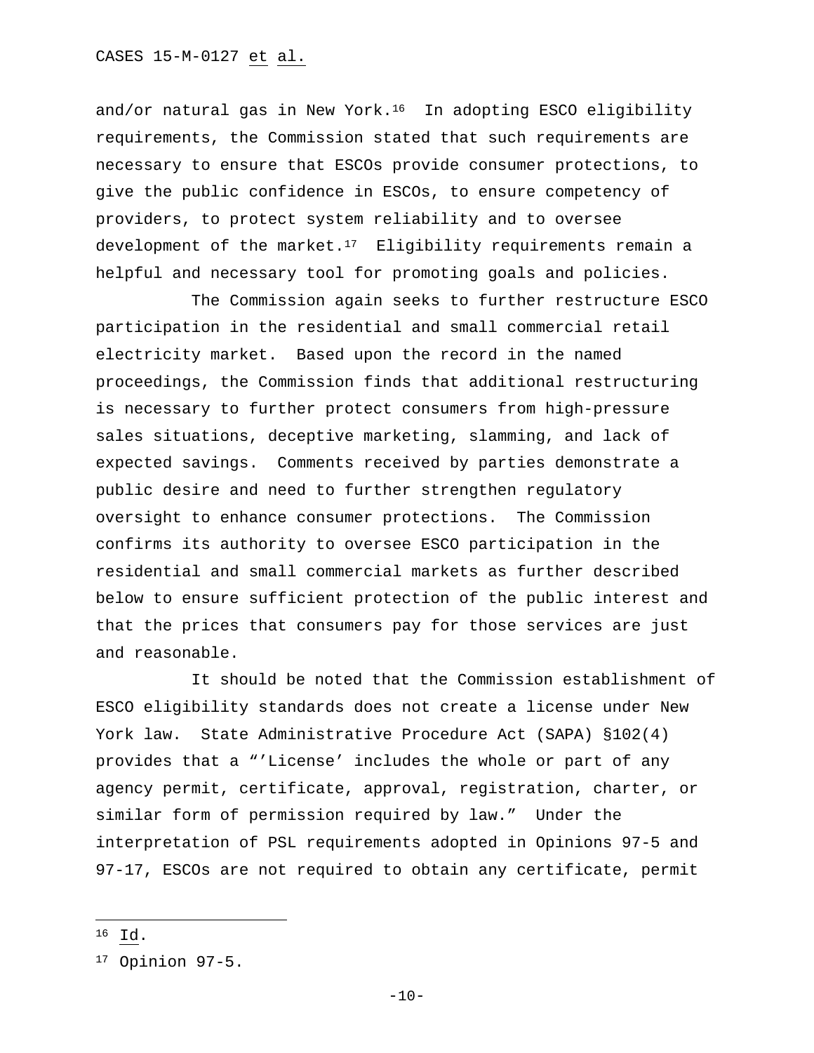and/or natural gas in New York.[16] In adopting ESCO eligibility requirements, the Commission stated that such requirements are necessary to ensure that ESCOs provide consumer protections, to give the public confidence in ESCOs, to ensure competency of providers, to protect system reliability and to oversee development of the market.[17] Eligibility requirements remain a helpful and necessary tool for promoting goals and policies.

The Commission again seeks to further restructure ESCO participation in the residential and small commercial retail electricity market. Based upon the record in the named proceedings, the Commission finds that additional restructuring is necessary to further protect consumers from high-pressure sales situations, deceptive marketing, slamming, and lack of expected savings. Comments received by parties demonstrate a public desire and need to further strengthen regulatory oversight to enhance consumer protections. The Commission confirms its authority to oversee ESCO participation in the residential and small commercial markets as further described below to ensure sufficient protection of the public interest and that the prices that consumers pay for those services are just and reasonable.

It should be noted that the Commission establishment of ESCO eligibility standards does not create a license under New York law. State Administrative Procedure Act (SAPA) §102(4) provides that a "'License' includes the whole or part of any agency permit, certificate, approval, registration, charter, or similar form of permission required by law." Under the interpretation of PSL requirements adopted in Opinions 97-5 and 97-17, ESCOs are not required to obtain any certificate, permit

---

[16] Id.

[17] Opinion 97-5.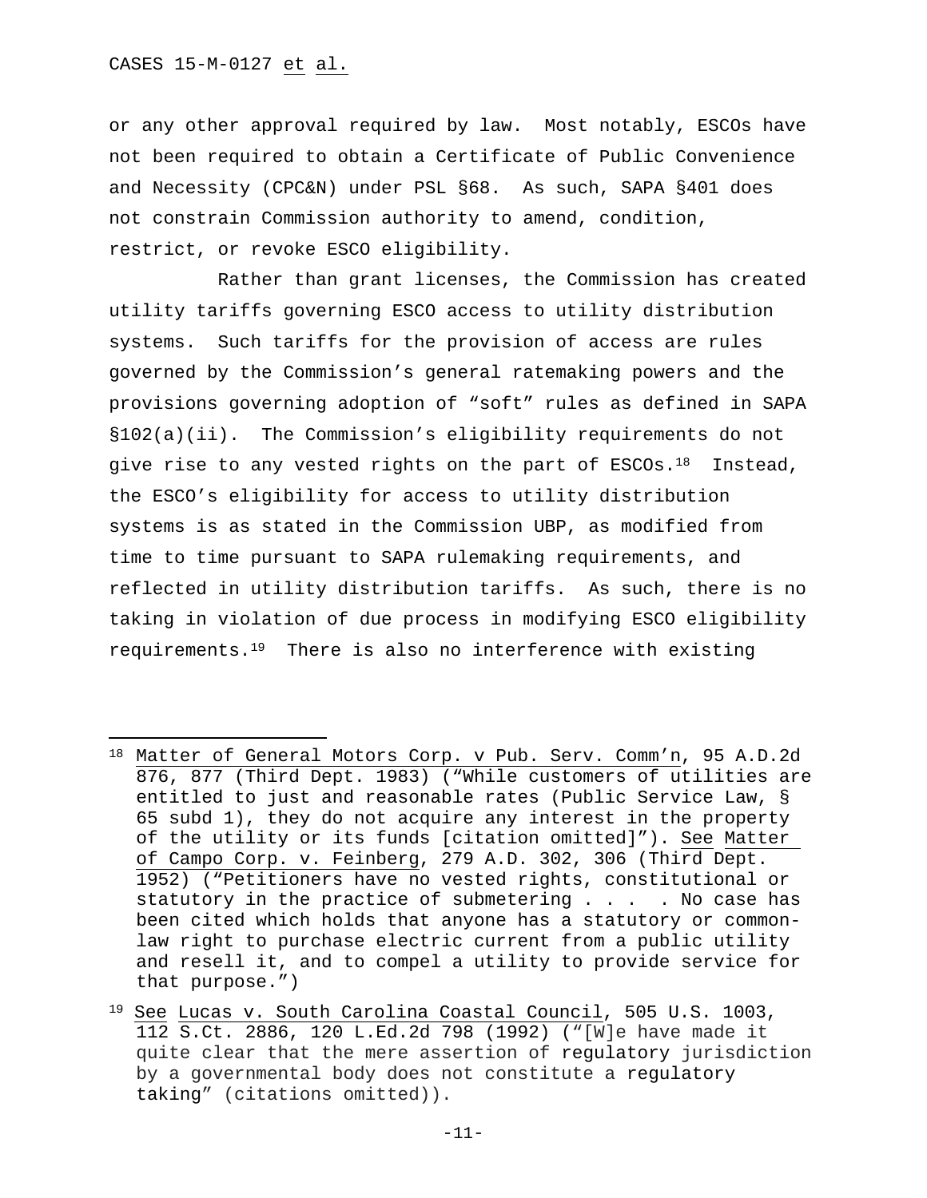or any other approval required by law. Most notably, ESCOs have not been required to obtain a Certificate of Public Convenience and Necessity (CPC&N) under PSL §68. As such, SAPA §401 does not constrain Commission authority to amend, condition, restrict, or revoke ESCO eligibility.

Rather than grant licenses, the Commission has created utility tariffs governing ESCO access to utility distribution systems. Such tariffs for the provision of access are rules governed by the Commission's general ratemaking powers and the provisions governing adoption of "soft" rules as defined in SAPA §102(a)(ii). The Commission's eligibility requirements do not give rise to any vested rights on the part of ESCOs.[18] Instead, the ESCO's eligibility for access to utility distribution systems is as stated in the Commission UBP, as modified from time to time pursuant to SAPA rulemaking requirements, and reflected in utility distribution tariffs. As such, there is no taking in violation of due process in modifying ESCO eligibility requirements.[19] There is also no interference with existing

---

[18] Matter of General Motors Corp. v Pub. Serv. Comm'n, 95 A.D.2d 876, 877 (Third Dept. 1983) ("While customers of utilities are entitled to just and reasonable rates (Public Service Law, § 65 subd 1), they do not acquire any interest in the property of the utility or its funds [citation omitted]"). See Matter of Campo Corp. v. Feinberg, 279 A.D. 302, 306 (Third Dept. 1952) ("Petitioners have no vested rights, constitutional or statutory in the practice of submetering . . . . No case has been cited which holds that anyone has a statutory or common-law right to purchase electric current from a public utility and resell it, and to compel a utility to provide service for that purpose.")

[19] See Lucas v. South Carolina Coastal Council, 505 U.S. 1003, 112 S.Ct. 2886, 120 L.Ed.2d 798 (1992) ("[W]e have made it quite clear that the mere assertion of regulatory jurisdiction by a governmental body does not constitute a regulatory taking" (citations omitted)).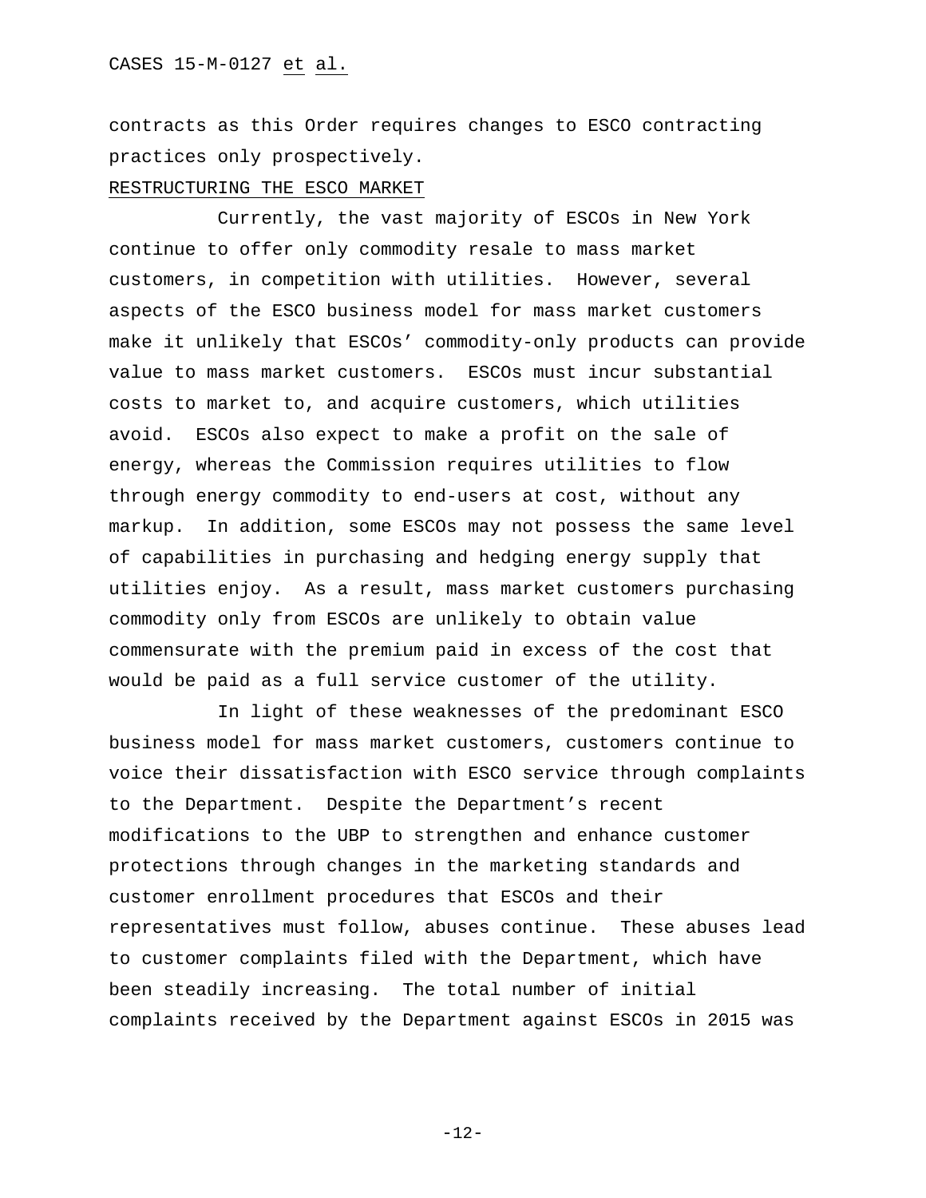contracts as this Order requires changes to ESCO contracting practices only prospectively.

## RESTRUCTURING THE ESCO MARKET

Currently, the vast majority of ESCOs in New York continue to offer only commodity resale to mass market customers, in competition with utilities. However, several aspects of the ESCO business model for mass market customers make it unlikely that ESCOs' commodity-only products can provide value to mass market customers. ESCOs must incur substantial costs to market to, and acquire customers, which utilities avoid. ESCOs also expect to make a profit on the sale of energy, whereas the Commission requires utilities to flow through energy commodity to end-users at cost, without any markup. In addition, some ESCOs may not possess the same level of capabilities in purchasing and hedging energy supply that utilities enjoy. As a result, mass market customers purchasing commodity only from ESCOs are unlikely to obtain value commensurate with the premium paid in excess of the cost that would be paid as a full service customer of the utility.

In light of these weaknesses of the predominant ESCO business model for mass market customers, customers continue to voice their dissatisfaction with ESCO service through complaints to the Department. Despite the Department's recent modifications to the UBP to strengthen and enhance customer protections through changes in the marketing standards and customer enrollment procedures that ESCOs and their representatives must follow, abuses continue. These abuses lead to customer complaints filed with the Department, which have been steadily increasing. The total number of initial complaints received by the Department against ESCOs in 2015 was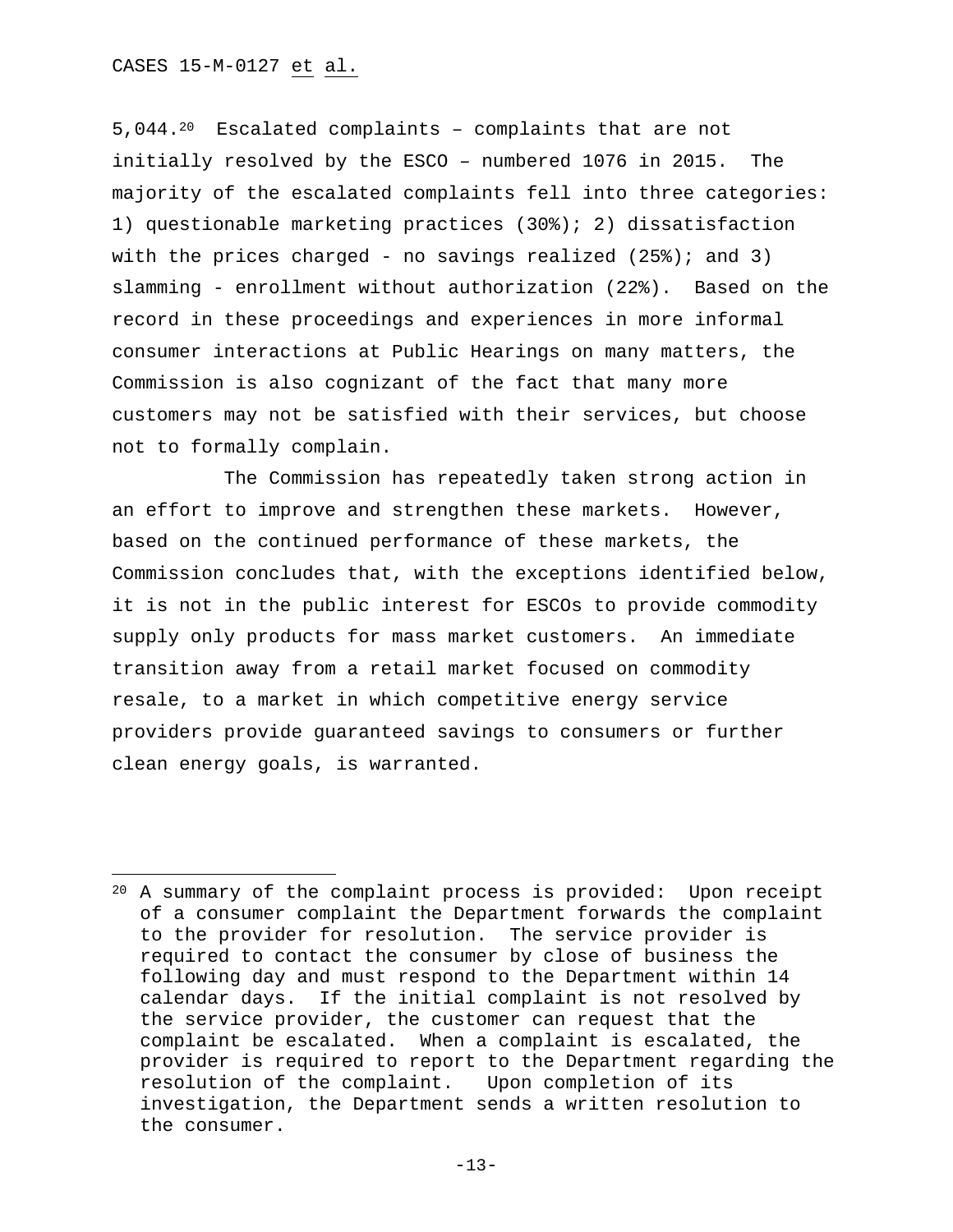5,044.[20] Escalated complaints – complaints that are not initially resolved by the ESCO – numbered 1076 in 2015. The majority of the escalated complaints fell into three categories: 1) questionable marketing practices (30%); 2) dissatisfaction with the prices charged - no savings realized (25%); and 3) slamming - enrollment without authorization (22%). Based on the record in these proceedings and experiences in more informal consumer interactions at Public Hearings on many matters, the Commission is also cognizant of the fact that many more customers may not be satisfied with their services, but choose not to formally complain.

The Commission has repeatedly taken strong action in an effort to improve and strengthen these markets. However, based on the continued performance of these markets, the Commission concludes that, with the exceptions identified below, it is not in the public interest for ESCOs to provide commodity supply only products for mass market customers. An immediate transition away from a retail market focused on commodity resale, to a market in which competitive energy service providers provide guaranteed savings to consumers or further clean energy goals, is warranted.

---

[20] A summary of the complaint process is provided: Upon receipt of a consumer complaint the Department forwards the complaint to the provider for resolution. The service provider is required to contact the consumer by close of business the following day and must respond to the Department within 14 calendar days. If the initial complaint is not resolved by the service provider, the customer can request that the complaint be escalated. When a complaint is escalated, the provider is required to report to the Department regarding the resolution of the complaint. Upon completion of its investigation, the Department sends a written resolution to the consumer.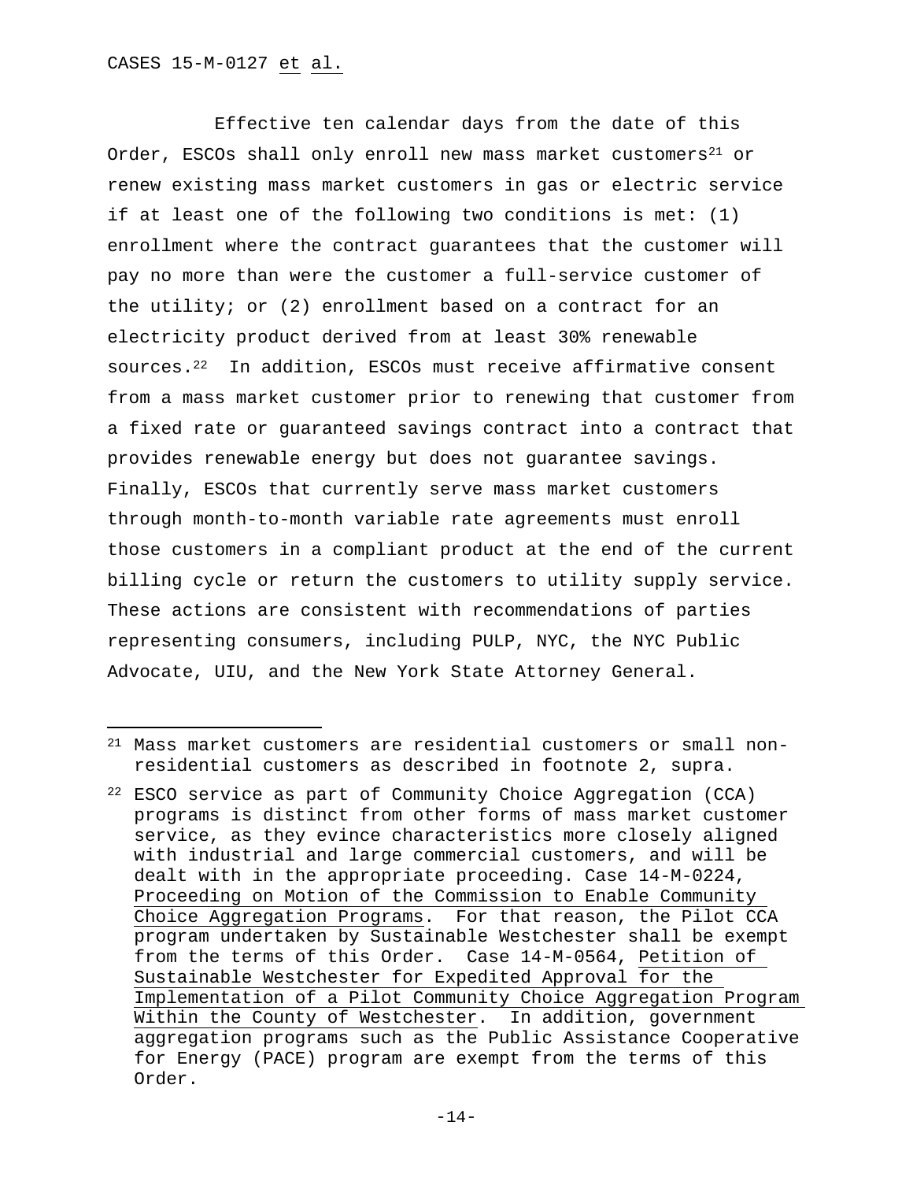Effective ten calendar days from the date of this Order, ESCOs shall only enroll new mass market customers[21] or renew existing mass market customers in gas or electric service if at least one of the following two conditions is met: (1) enrollment where the contract guarantees that the customer will pay no more than were the customer a full-service customer of the utility; or (2) enrollment based on a contract for an electricity product derived from at least 30% renewable sources.[22] In addition, ESCOs must receive affirmative consent from a mass market customer prior to renewing that customer from a fixed rate or guaranteed savings contract into a contract that provides renewable energy but does not guarantee savings. Finally, ESCOs that currently serve mass market customers through month-to-month variable rate agreements must enroll those customers in a compliant product at the end of the current billing cycle or return the customers to utility supply service. These actions are consistent with recommendations of parties representing consumers, including PULP, NYC, the NYC Public Advocate, UIU, and the New York State Attorney General.

---

[21] Mass market customers are residential customers or small non-residential customers as described in footnote 2, supra.

[22] ESCO service as part of Community Choice Aggregation (CCA) programs is distinct from other forms of mass market customer service, as they evince characteristics more closely aligned with industrial and large commercial customers, and will be dealt with in the appropriate proceeding. Case 14-M-0224, Proceeding on Motion of the Commission to Enable Community Choice Aggregation Programs. For that reason, the Pilot CCA program undertaken by Sustainable Westchester shall be exempt from the terms of this Order. Case 14-M-0564, Petition of Sustainable Westchester for Expedited Approval for the Implementation of a Pilot Community Choice Aggregation Program Within the County of Westchester. In addition, government aggregation programs such as the Public Assistance Cooperative for Energy (PACE) program are exempt from the terms of this Order.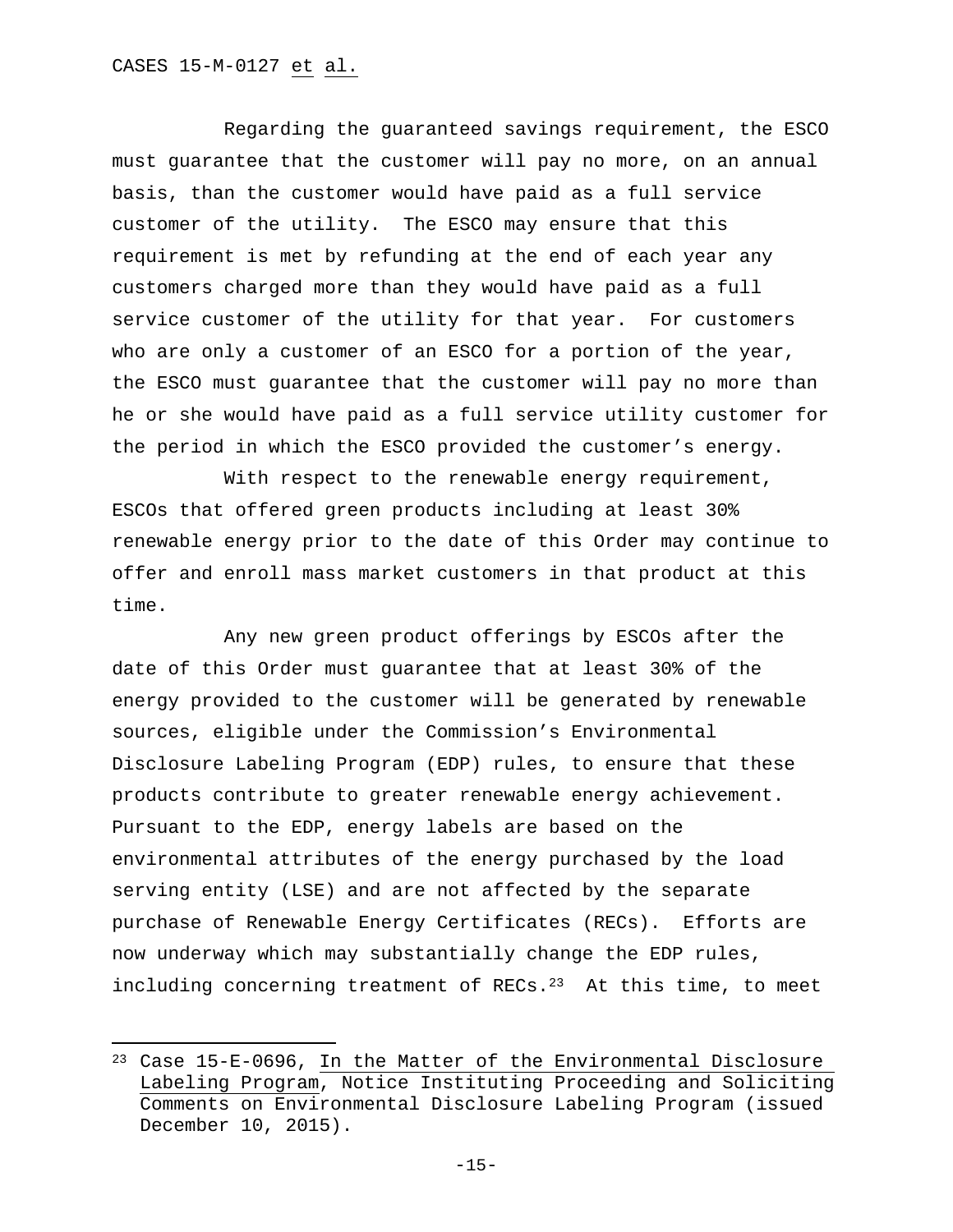Regarding the guaranteed savings requirement, the ESCO must guarantee that the customer will pay no more, on an annual basis, than the customer would have paid as a full service customer of the utility. The ESCO may ensure that this requirement is met by refunding at the end of each year any customers charged more than they would have paid as a full service customer of the utility for that year. For customers who are only a customer of an ESCO for a portion of the year, the ESCO must guarantee that the customer will pay no more than he or she would have paid as a full service utility customer for the period in which the ESCO provided the customer's energy.

With respect to the renewable energy requirement, ESCOs that offered green products including at least 30% renewable energy prior to the date of this Order may continue to offer and enroll mass market customers in that product at this time.

Any new green product offerings by ESCOs after the date of this Order must guarantee that at least 30% of the energy provided to the customer will be generated by renewable sources, eligible under the Commission's Environmental Disclosure Labeling Program (EDP) rules, to ensure that these products contribute to greater renewable energy achievement. Pursuant to the EDP, energy labels are based on the environmental attributes of the energy purchased by the load serving entity (LSE) and are not affected by the separate purchase of Renewable Energy Certificates (RECs). Efforts are now underway which may substantially change the EDP rules, including concerning treatment of RECs.[23] At this time, to meet

[23] Case 15-E-0696, In the Matter of the Environmental Disclosure Labeling Program, Notice Instituting Proceeding and Soliciting Comments on Environmental Disclosure Labeling Program (issued December 10, 2015).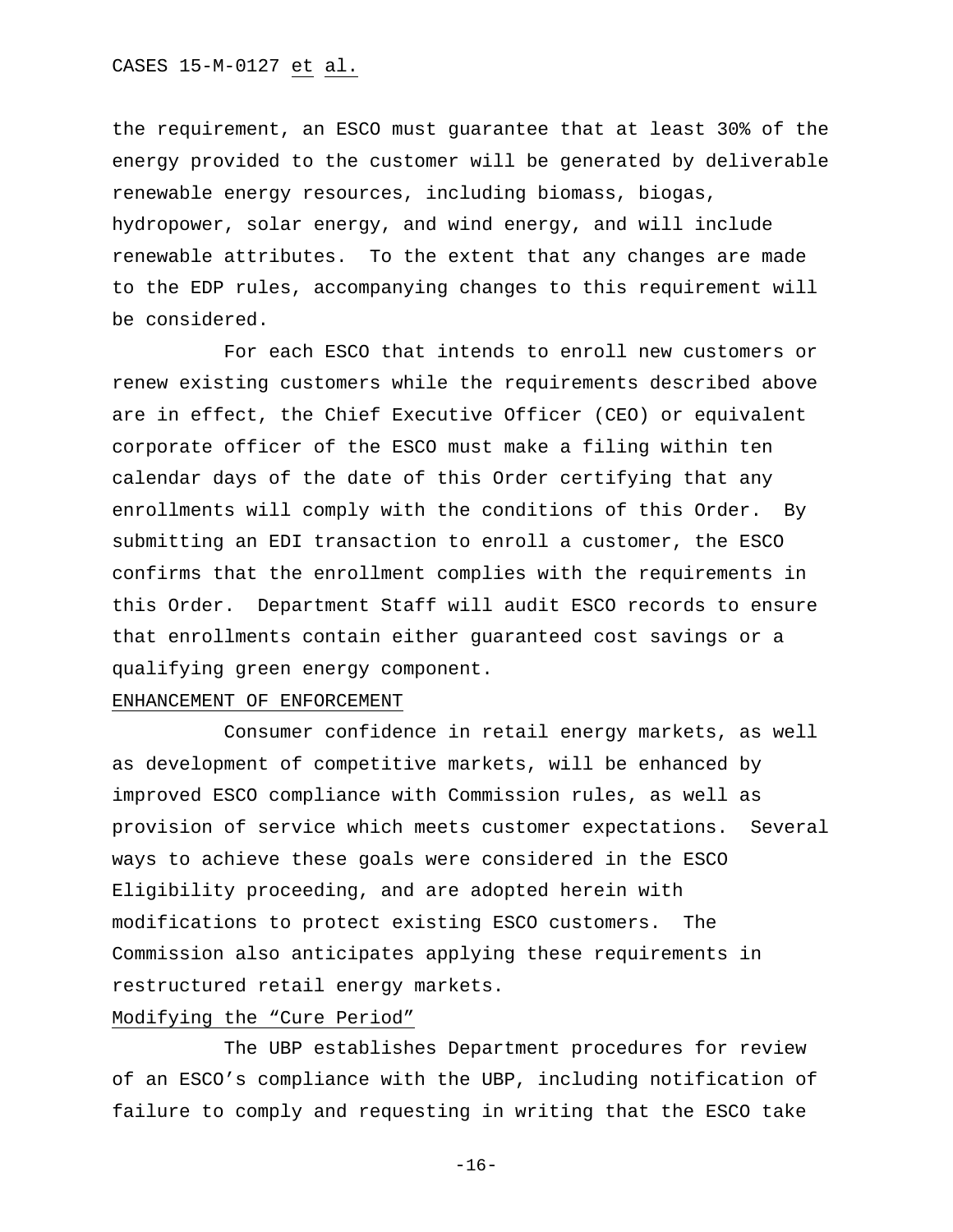the requirement, an ESCO must guarantee that at least 30% of the energy provided to the customer will be generated by deliverable renewable energy resources, including biomass, biogas, hydropower, solar energy, and wind energy, and will include renewable attributes. To the extent that any changes are made to the EDP rules, accompanying changes to this requirement will be considered.

For each ESCO that intends to enroll new customers or renew existing customers while the requirements described above are in effect, the Chief Executive Officer (CEO) or equivalent corporate officer of the ESCO must make a filing within ten calendar days of the date of this Order certifying that any enrollments will comply with the conditions of this Order. By submitting an EDI transaction to enroll a customer, the ESCO confirms that the enrollment complies with the requirements in this Order. Department Staff will audit ESCO records to ensure that enrollments contain either guaranteed cost savings or a qualifying green energy component.

## ENHANCEMENT OF ENFORCEMENT

Consumer confidence in retail energy markets, as well as development of competitive markets, will be enhanced by improved ESCO compliance with Commission rules, as well as provision of service which meets customer expectations. Several ways to achieve these goals were considered in the ESCO Eligibility proceeding, and are adopted herein with modifications to protect existing ESCO customers. The Commission also anticipates applying these requirements in restructured retail energy markets.

### Modifying the "Cure Period"

The UBP establishes Department procedures for review of an ESCO's compliance with the UBP, including notification of failure to comply and requesting in writing that the ESCO take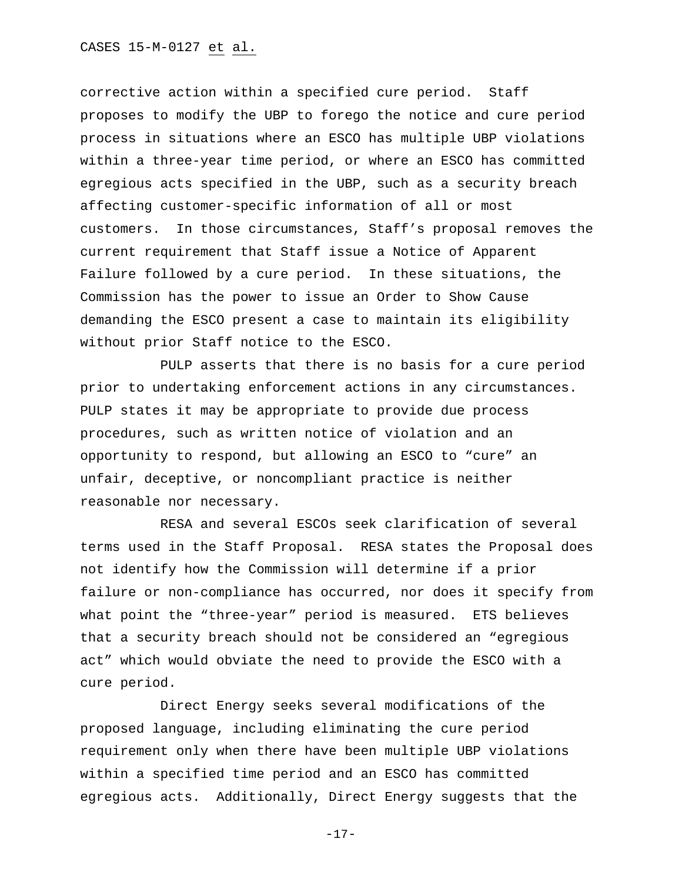corrective action within a specified cure period. Staff proposes to modify the UBP to forego the notice and cure period process in situations where an ESCO has multiple UBP violations within a three-year time period, or where an ESCO has committed egregious acts specified in the UBP, such as a security breach affecting customer-specific information of all or most customers. In those circumstances, Staff's proposal removes the current requirement that Staff issue a Notice of Apparent Failure followed by a cure period. In these situations, the Commission has the power to issue an Order to Show Cause demanding the ESCO present a case to maintain its eligibility without prior Staff notice to the ESCO.

PULP asserts that there is no basis for a cure period prior to undertaking enforcement actions in any circumstances. PULP states it may be appropriate to provide due process procedures, such as written notice of violation and an opportunity to respond, but allowing an ESCO to "cure" an unfair, deceptive, or noncompliant practice is neither reasonable nor necessary.

RESA and several ESCOs seek clarification of several terms used in the Staff Proposal. RESA states the Proposal does not identify how the Commission will determine if a prior failure or non-compliance has occurred, nor does it specify from what point the "three-year" period is measured. ETS believes that a security breach should not be considered an "egregious act" which would obviate the need to provide the ESCO with a cure period.

Direct Energy seeks several modifications of the proposed language, including eliminating the cure period requirement only when there have been multiple UBP violations within a specified time period and an ESCO has committed egregious acts. Additionally, Direct Energy suggests that the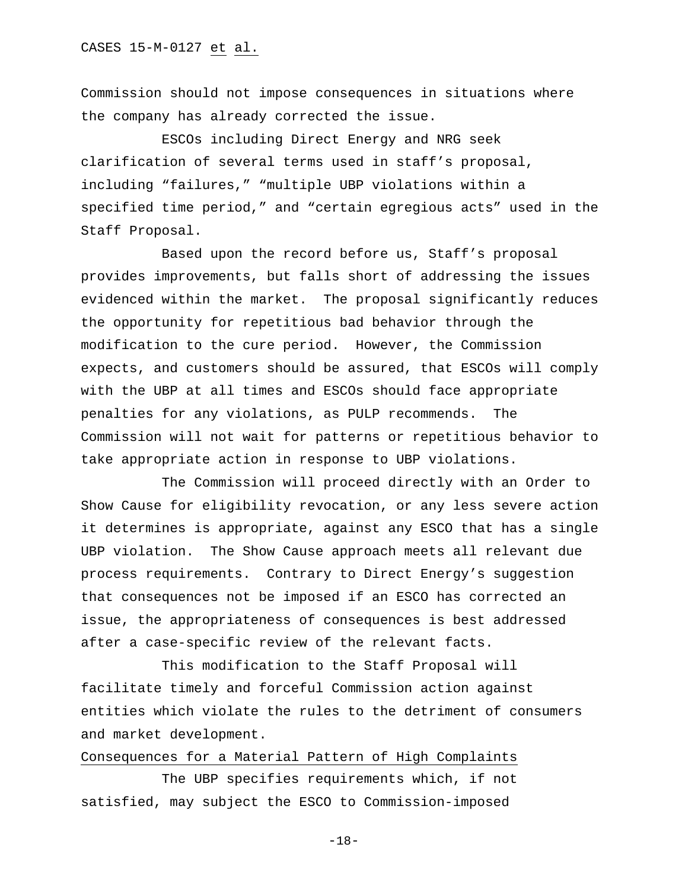Commission should not impose consequences in situations where the company has already corrected the issue.

ESCOs including Direct Energy and NRG seek clarification of several terms used in staff's proposal, including "failures," "multiple UBP violations within a specified time period," and "certain egregious acts" used in the Staff Proposal.

Based upon the record before us, Staff's proposal provides improvements, but falls short of addressing the issues evidenced within the market. The proposal significantly reduces the opportunity for repetitious bad behavior through the modification to the cure period. However, the Commission expects, and customers should be assured, that ESCOs will comply with the UBP at all times and ESCOs should face appropriate penalties for any violations, as PULP recommends. The Commission will not wait for patterns or repetitious behavior to take appropriate action in response to UBP violations.

The Commission will proceed directly with an Order to Show Cause for eligibility revocation, or any less severe action it determines is appropriate, against any ESCO that has a single UBP violation. The Show Cause approach meets all relevant due process requirements. Contrary to Direct Energy's suggestion that consequences not be imposed if an ESCO has corrected an issue, the appropriateness of consequences is best addressed after a case-specific review of the relevant facts.

This modification to the Staff Proposal will facilitate timely and forceful Commission action against entities which violate the rules to the detriment of consumers and market development.

## Consequences for a Material Pattern of High Complaints

The UBP specifies requirements which, if not satisfied, may subject the ESCO to Commission-imposed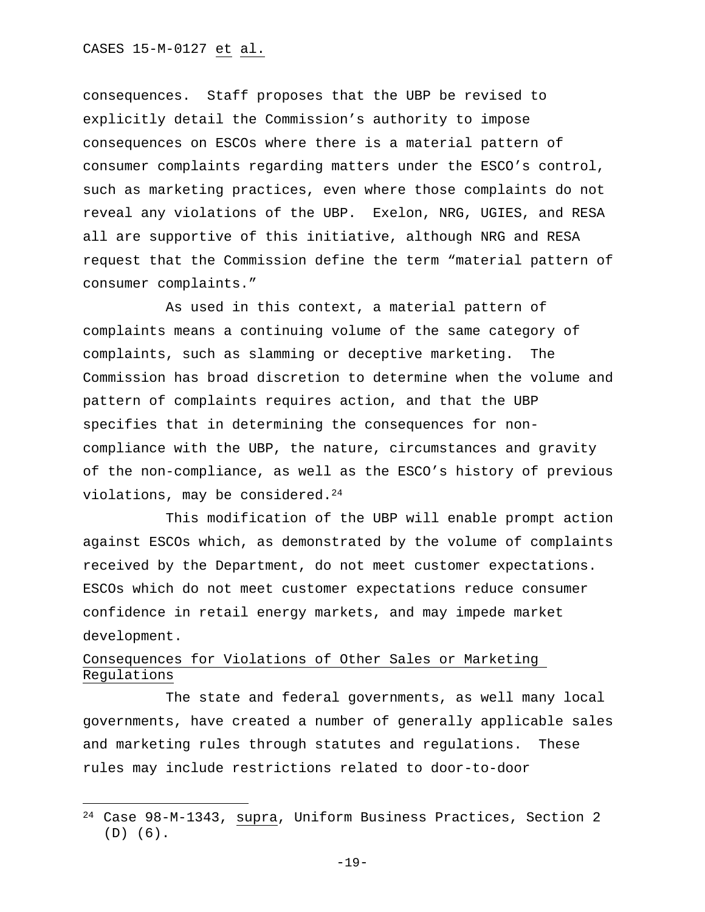consequences. Staff proposes that the UBP be revised to explicitly detail the Commission's authority to impose consequences on ESCOs where there is a material pattern of consumer complaints regarding matters under the ESCO's control, such as marketing practices, even where those complaints do not reveal any violations of the UBP. Exelon, NRG, UGIES, and RESA all are supportive of this initiative, although NRG and RESA request that the Commission define the term "material pattern of consumer complaints."

As used in this context, a material pattern of complaints means a continuing volume of the same category of complaints, such as slamming or deceptive marketing. The Commission has broad discretion to determine when the volume and pattern of complaints requires action, and that the UBP specifies that in determining the consequences for non-compliance with the UBP, the nature, circumstances and gravity of the non-compliance, as well as the ESCO's history of previous violations, may be considered.[24]

This modification of the UBP will enable prompt action against ESCOs which, as demonstrated by the volume of complaints received by the Department, do not meet customer expectations. ESCOs which do not meet customer expectations reduce consumer confidence in retail energy markets, and may impede market development.

Consequences for Violations of Other Sales or Marketing Regulations

The state and federal governments, as well many local governments, have created a number of generally applicable sales and marketing rules through statutes and regulations. These rules may include restrictions related to door-to-door

---

[24] Case 98-M-1343, supra, Uniform Business Practices, Section 2 (D) (6).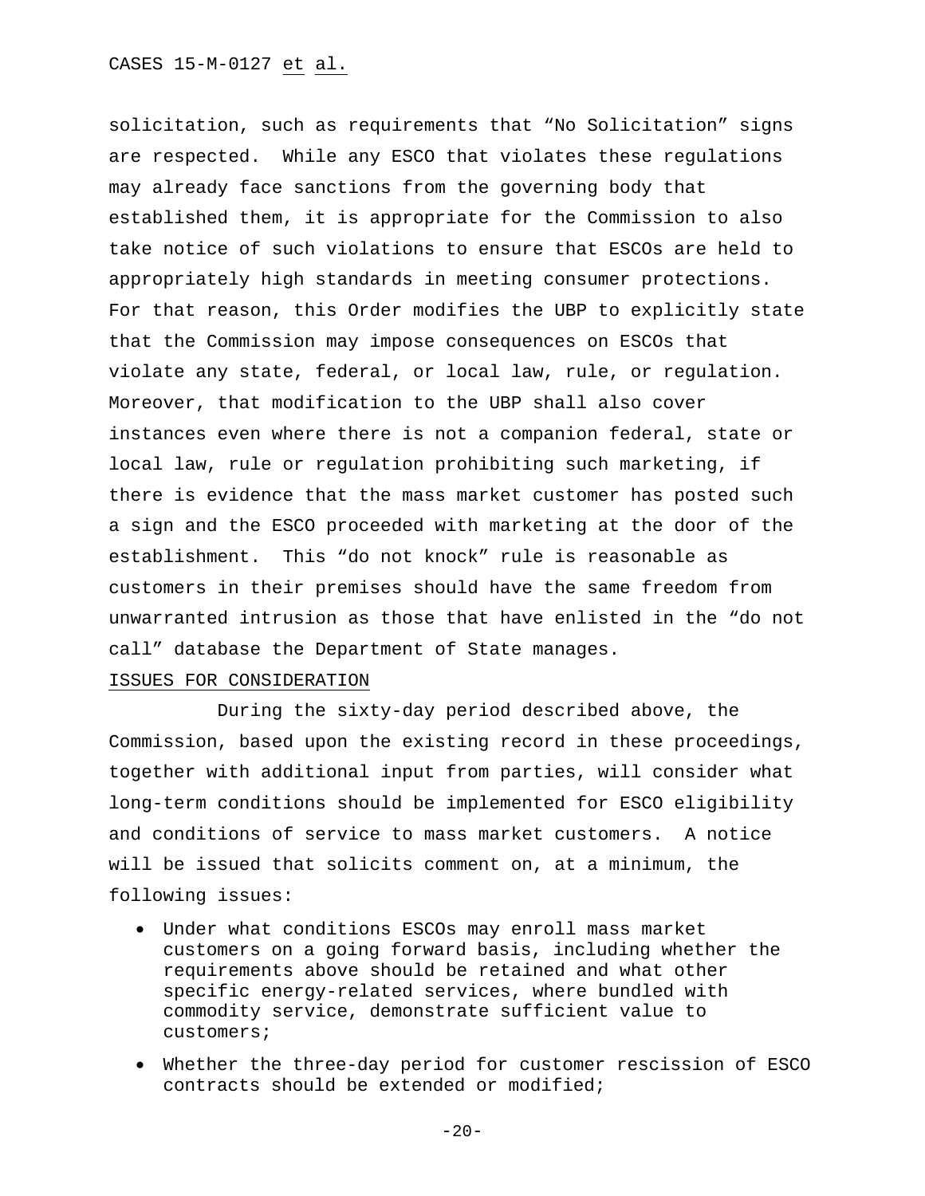solicitation, such as requirements that "No Solicitation" signs are respected. While any ESCO that violates these regulations may already face sanctions from the governing body that established them, it is appropriate for the Commission to also take notice of such violations to ensure that ESCOs are held to appropriately high standards in meeting consumer protections. For that reason, this Order modifies the UBP to explicitly state that the Commission may impose consequences on ESCOs that violate any state, federal, or local law, rule, or regulation. Moreover, that modification to the UBP shall also cover instances even where there is not a companion federal, state or local law, rule or regulation prohibiting such marketing, if there is evidence that the mass market customer has posted such a sign and the ESCO proceeded with marketing at the door of the establishment. This "do not knock" rule is reasonable as customers in their premises should have the same freedom from unwarranted intrusion as those that have enlisted in the "do not call" database the Department of State manages.

## ISSUES FOR CONSIDERATION

During the sixty-day period described above, the Commission, based upon the existing record in these proceedings, together with additional input from parties, will consider what long-term conditions should be implemented for ESCO eligibility and conditions of service to mass market customers. A notice will be issued that solicits comment on, at a minimum, the following issues:

- Under what conditions ESCOs may enroll mass market customers on a going forward basis, including whether the requirements above should be retained and what other specific energy-related services, where bundled with commodity service, demonstrate sufficient value to customers;
- Whether the three-day period for customer rescission of ESCO contracts should be extended or modified;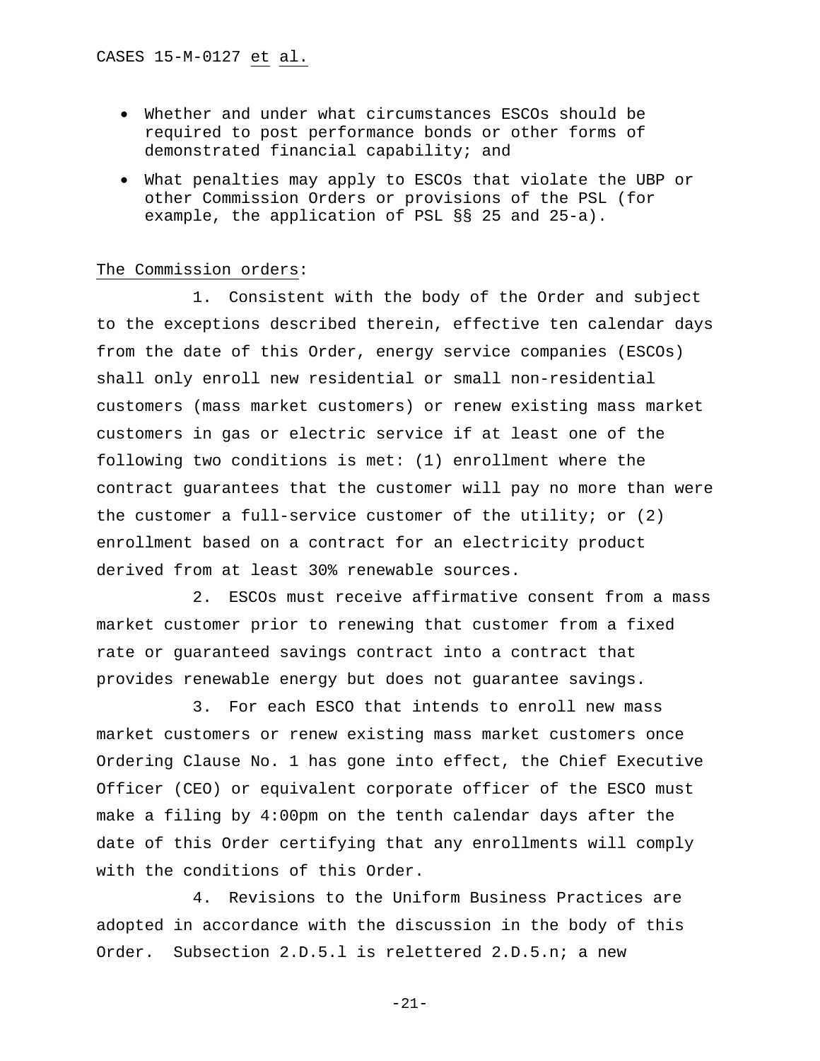- Whether and under what circumstances ESCOs should be required to post performance bonds or other forms of demonstrated financial capability; and
- What penalties may apply to ESCOs that violate the UBP or other Commission Orders or provisions of the PSL (for example, the application of PSL §§ 25 and 25-a).

The Commission orders:

1. Consistent with the body of the Order and subject to the exceptions described therein, effective ten calendar days from the date of this Order, energy service companies (ESCOs) shall only enroll new residential or small non-residential customers (mass market customers) or renew existing mass market customers in gas or electric service if at least one of the following two conditions is met: (1) enrollment where the contract guarantees that the customer will pay no more than were the customer a full-service customer of the utility; or (2) enrollment based on a contract for an electricity product derived from at least 30% renewable sources.

2. ESCOs must receive affirmative consent from a mass market customer prior to renewing that customer from a fixed rate or guaranteed savings contract into a contract that provides renewable energy but does not guarantee savings.

3. For each ESCO that intends to enroll new mass market customers or renew existing mass market customers once Ordering Clause No. 1 has gone into effect, the Chief Executive Officer (CEO) or equivalent corporate officer of the ESCO must make a filing by 4:00pm on the tenth calendar days after the date of this Order certifying that any enrollments will comply with the conditions of this Order.

4. Revisions to the Uniform Business Practices are adopted in accordance with the discussion in the body of this Order. Subsection 2.D.5.l is relettered 2.D.5.n; a new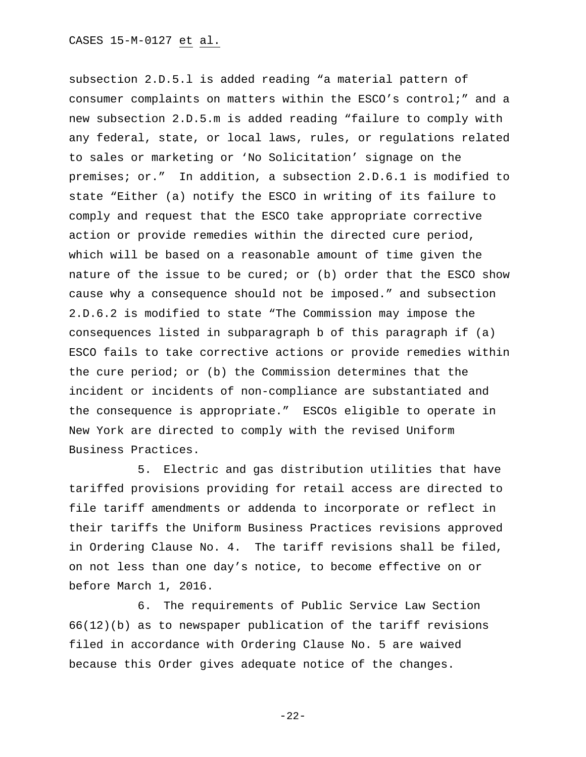subsection 2.D.5.l is added reading "a material pattern of consumer complaints on matters within the ESCO's control;" and a new subsection 2.D.5.m is added reading "failure to comply with any federal, state, or local laws, rules, or regulations related to sales or marketing or 'No Solicitation' signage on the premises; or." In addition, a subsection 2.D.6.1 is modified to state "Either (a) notify the ESCO in writing of its failure to comply and request that the ESCO take appropriate corrective action or provide remedies within the directed cure period, which will be based on a reasonable amount of time given the nature of the issue to be cured; or (b) order that the ESCO show cause why a consequence should not be imposed." and subsection 2.D.6.2 is modified to state "The Commission may impose the consequences listed in subparagraph b of this paragraph if (a) ESCO fails to take corrective actions or provide remedies within the cure period; or (b) the Commission determines that the incident or incidents of non-compliance are substantiated and the consequence is appropriate." ESCOs eligible to operate in New York are directed to comply with the revised Uniform Business Practices.

5. Electric and gas distribution utilities that have tariffed provisions providing for retail access are directed to file tariff amendments or addenda to incorporate or reflect in their tariffs the Uniform Business Practices revisions approved in Ordering Clause No. 4. The tariff revisions shall be filed, on not less than one day's notice, to become effective on or before March 1, 2016.

6. The requirements of Public Service Law Section 66(12)(b) as to newspaper publication of the tariff revisions filed in accordance with Ordering Clause No. 5 are waived because this Order gives adequate notice of the changes.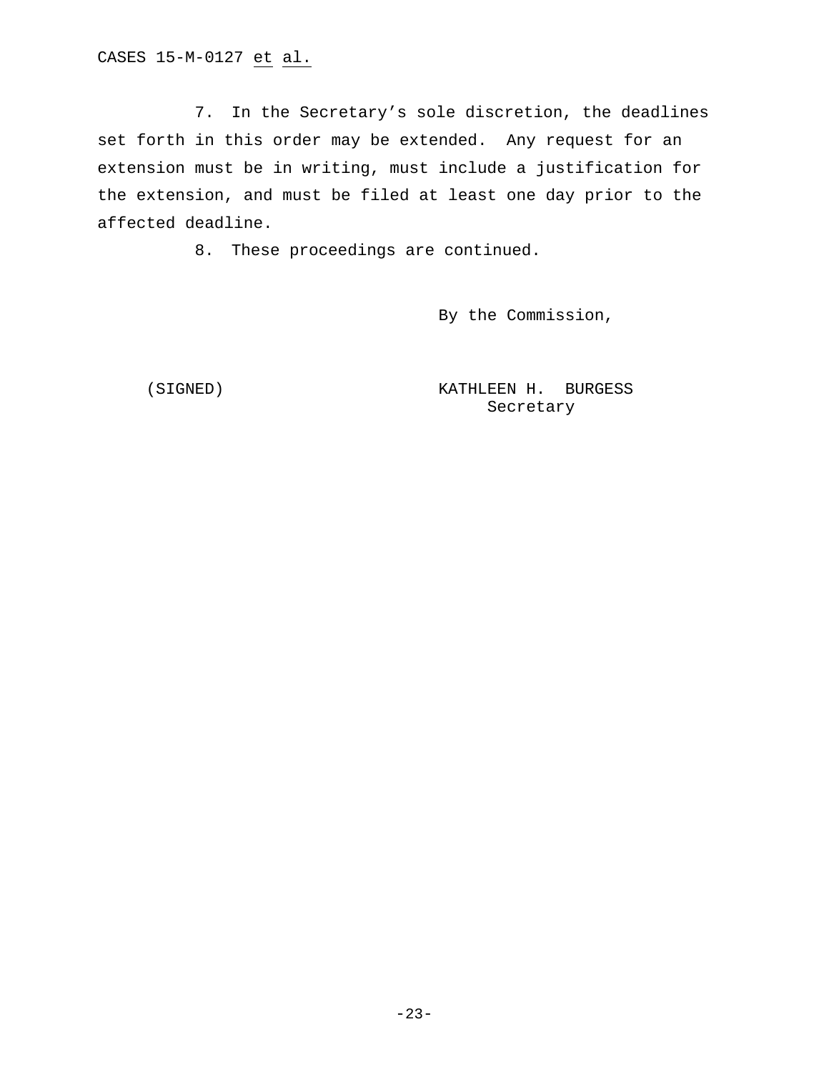7. In the Secretary's sole discretion, the deadlines set forth in this order may be extended. Any request for an extension must be in writing, must include a justification for the extension, and must be filed at least one day prior to the affected deadline.

8. These proceedings are continued.

By the Commission,

(SIGNED)

KATHLEEN H. BURGESS
Secretary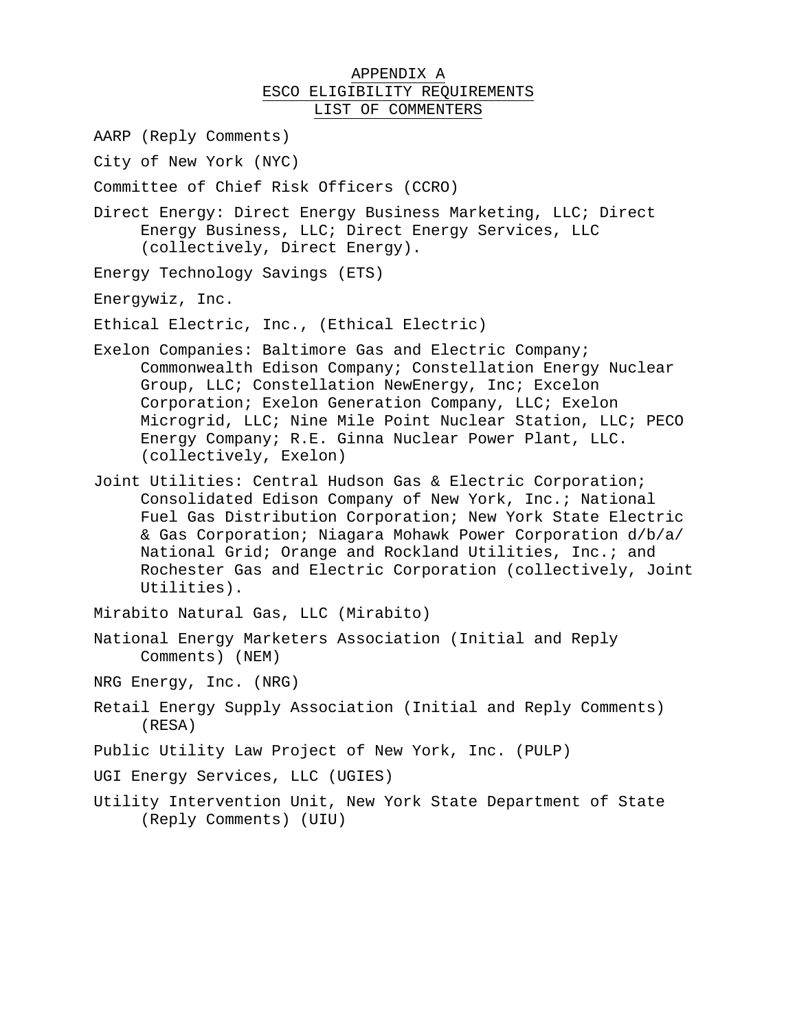# APPENDIX A
## ESCO ELIGIBILITY REQUIREMENTS
## LIST OF COMMENTERS

AARP (Reply Comments)

City of New York (NYC)

Committee of Chief Risk Officers (CCRO)

Direct Energy: Direct Energy Business Marketing, LLC; Direct Energy Business, LLC; Direct Energy Services, LLC (collectively, Direct Energy).

Energy Technology Savings (ETS)

Energywiz, Inc.

Ethical Electric, Inc., (Ethical Electric)

Exelon Companies: Baltimore Gas and Electric Company; Commonwealth Edison Company; Constellation Energy Nuclear Group, LLC; Constellation NewEnergy, Inc; Excelon Corporation; Exelon Generation Company, LLC; Exelon Microgrid, LLC; Nine Mile Point Nuclear Station, LLC; PECO Energy Company; R.E. Ginna Nuclear Power Plant, LLC. (collectively, Exelon)

Joint Utilities: Central Hudson Gas & Electric Corporation; Consolidated Edison Company of New York, Inc.; National Fuel Gas Distribution Corporation; New York State Electric & Gas Corporation; Niagara Mohawk Power Corporation d/b/a/ National Grid; Orange and Rockland Utilities, Inc.; and Rochester Gas and Electric Corporation (collectively, Joint Utilities).

Mirabito Natural Gas, LLC (Mirabito)

National Energy Marketers Association (Initial and Reply Comments) (NEM)

NRG Energy, Inc. (NRG)

Retail Energy Supply Association (Initial and Reply Comments) (RESA)

Public Utility Law Project of New York, Inc. (PULP)

UGI Energy Services, LLC (UGIES)

Utility Intervention Unit, New York State Department of State (Reply Comments) (UIU)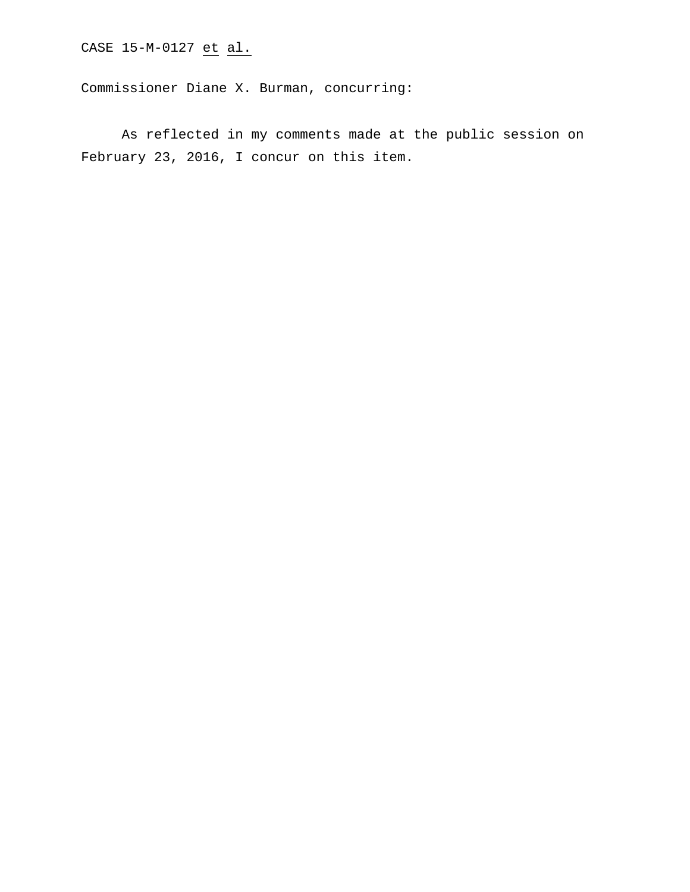CASE 15-M-0127 *et al.*

Commissioner Diane X. Burman, concurring:

As reflected in my comments made at the public session on February 23, 2016, I concur on this item.